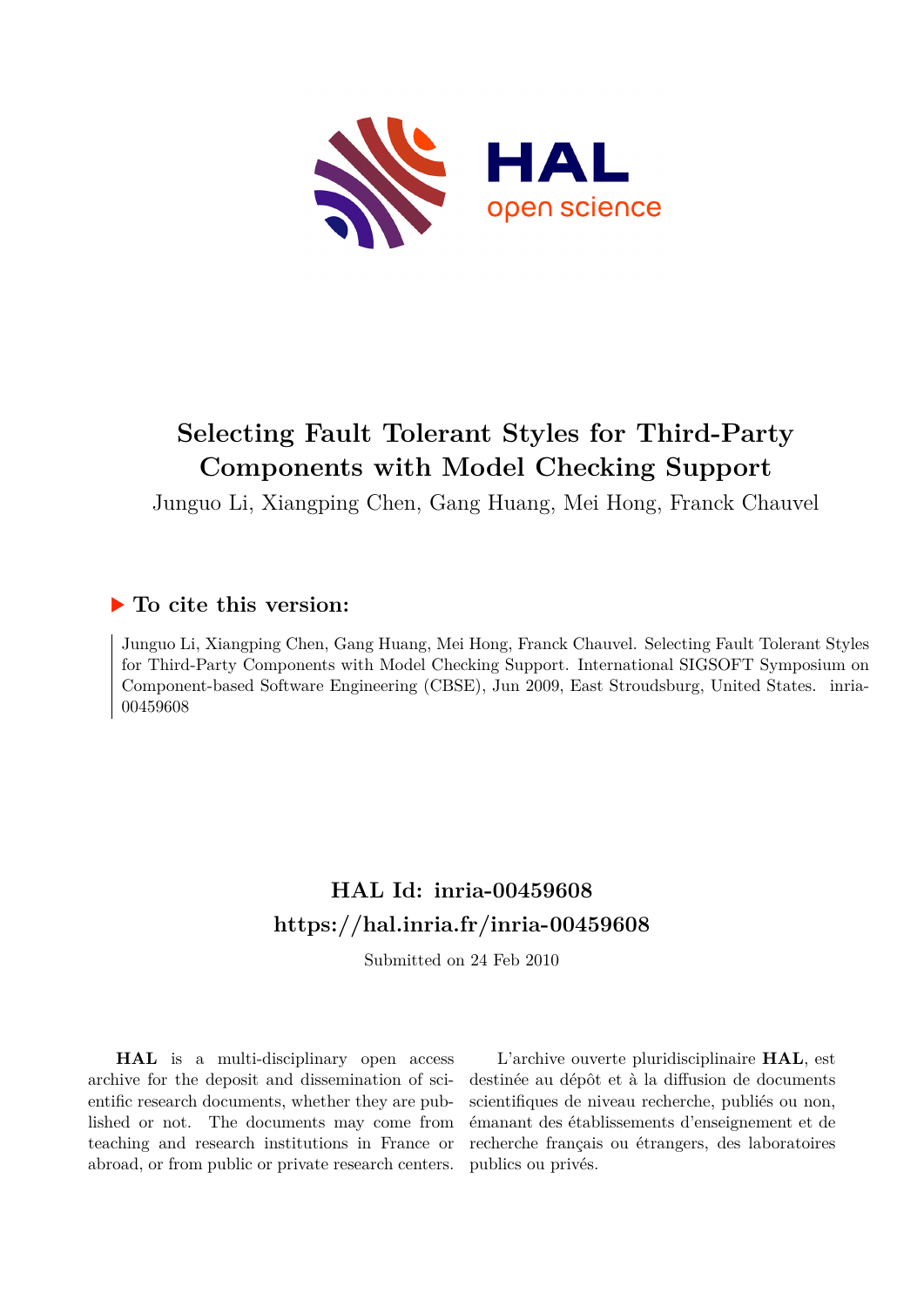# Selecting Fault Tolerant Styles for Third-Party Components with Model Checking Support

Junguo Li, Xiangping Chen, Gang Huang, Mei Hong, Franck Chauvel

## ▶ To cite this version:

Junguo Li, Xiangping Chen, Gang Huang, Mei Hong, Franck Chauvel. Selecting Fault Tolerant Styles for Third-Party Components with Model Checking Support. International SIGSOFT Symposium on Component-based Software Engineering (CBSE), Jun 2009, East Stroudsburg, United States. inria-00459608

## HAL Id: inria-00459608

## https://hal.inria.fr/inria-00459608

Submitted on 24 Feb 2010

**HAL** is a multi-disciplinary open access archive for the deposit and dissemination of scientific research documents, whether they are published or not. The documents may come from teaching and research institutions in France or abroad, or from public or private research centers.

L'archive ouverte pluridisciplinaire **HAL**, est destinée au dépôt et à la diffusion de documents scientifiques de niveau recherche, publiés ou non, émanant des établissements d'enseignement et de recherche français ou étrangers, des laboratoires publics ou privés.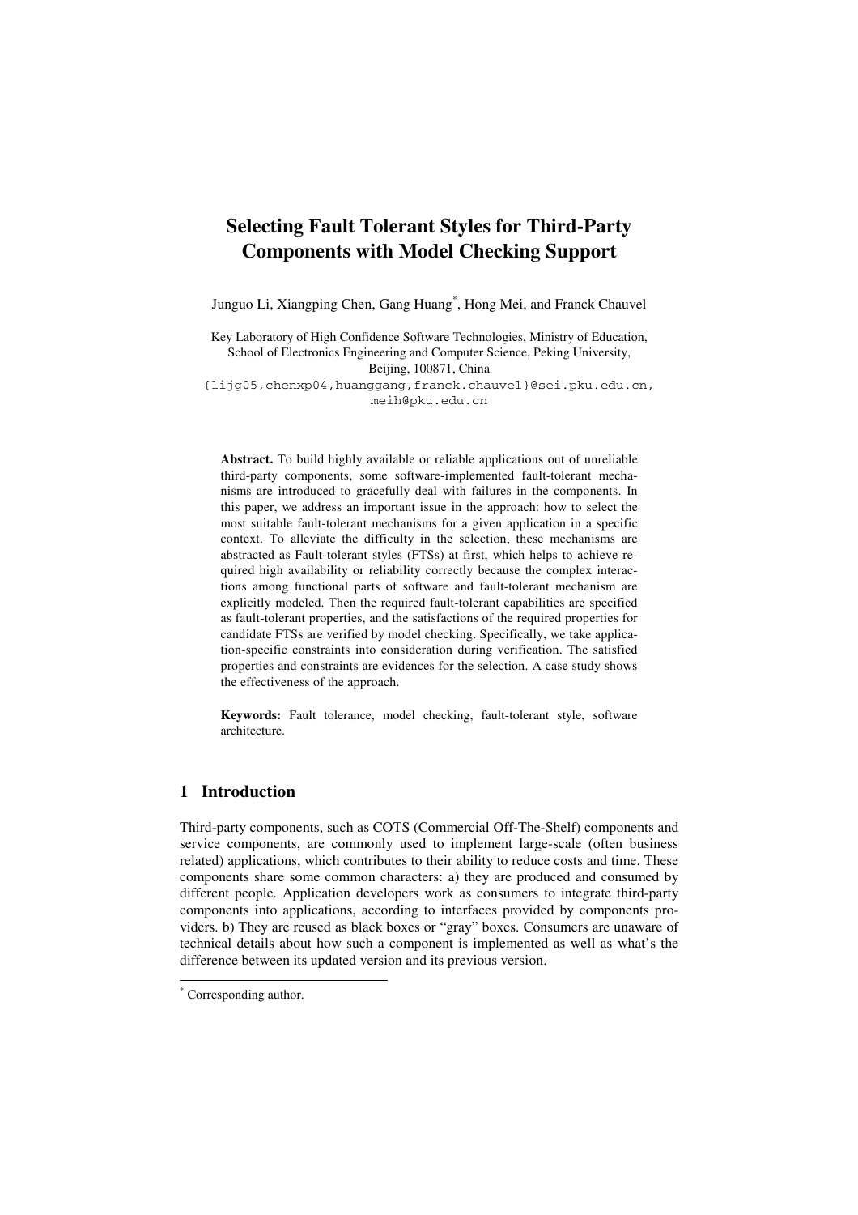# Selecting Fault Tolerant Styles for Third-Party Components with Model Checking Support

Junguo Li, Xiangping Chen, Gang Huang[*], Hong Mei, and Franck Chauvel

Key Laboratory of High Confidence Software Technologies, Ministry of Education, School of Electronics Engineering and Computer Science, Peking University, Beijing, 100871, China
{lijg05,chenxp04,huanggang,franck.chauvel}@sei.pku.edu.cn, meih@pku.edu.cn

**Abstract.** To build highly available or reliable applications out of unreliable third-party components, some software-implemented fault-tolerant mechanisms are introduced to gracefully deal with failures in the components. In this paper, we address an important issue in the approach: how to select the most suitable fault-tolerant mechanisms for a given application in a specific context. To alleviate the difficulty in the selection, these mechanisms are abstracted as Fault-tolerant styles (FTSs) at first, which helps to achieve required high availability or reliability correctly because the complex interactions among functional parts of software and fault-tolerant mechanism are explicitly modeled. Then the required fault-tolerant capabilities are specified as fault-tolerant properties, and the satisfactions of the required properties for candidate FTSs are verified by model checking. Specifically, we take application-specific constraints into consideration during verification. The satisfied properties and constraints are evidences for the selection. A case study shows the effectiveness of the approach.

**Keywords:** Fault tolerance, model checking, fault-tolerant style, software architecture.

## 1 Introduction

Third-party components, such as COTS (Commercial Off-The-Shelf) components and service components, are commonly used to implement large-scale (often business related) applications, which contributes to their ability to reduce costs and time. These components share some common characters: a) they are produced and consumed by different people. Application developers work as consumers to integrate third-party components into applications, according to interfaces provided by components providers. b) They are reused as black boxes or "gray" boxes. Consumers are unaware of technical details about how such a component is implemented as well as what's the difference between its updated version and its previous version.

[*] Corresponding author.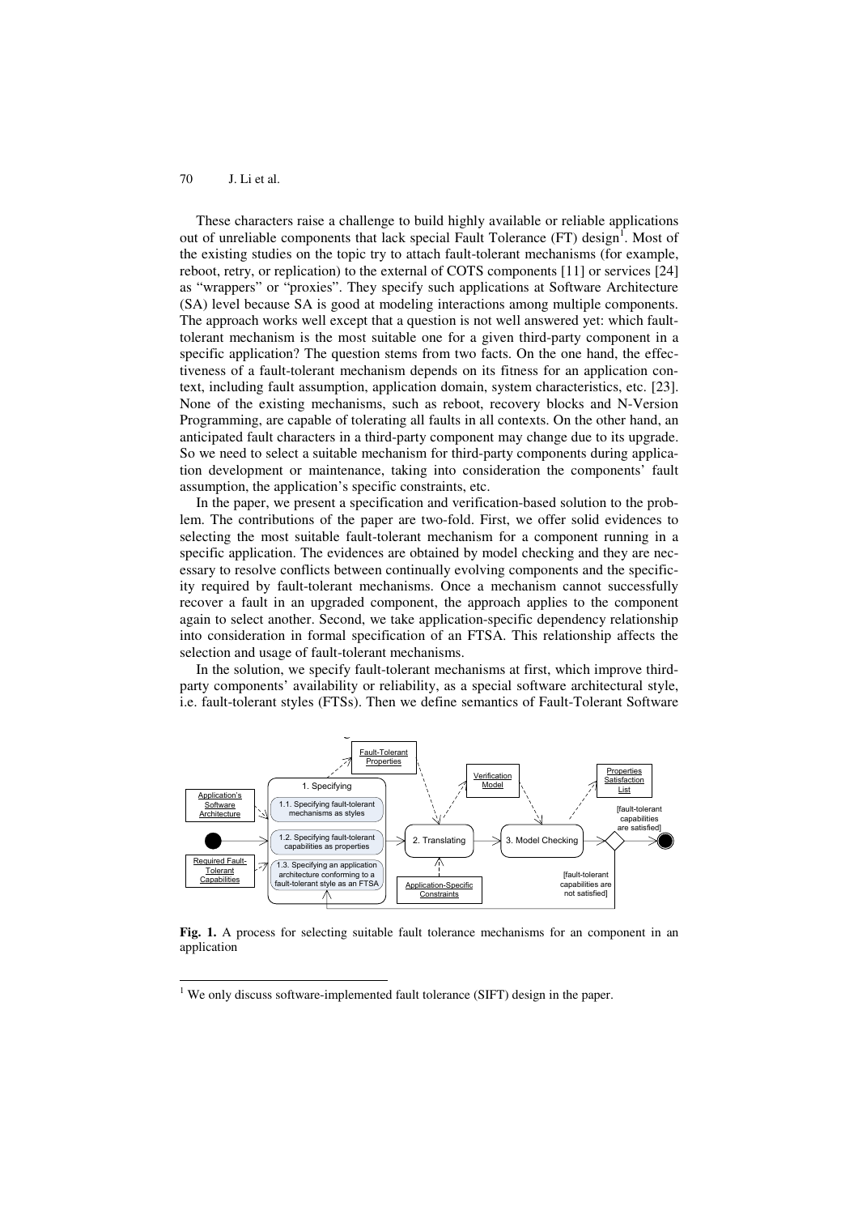These characters raise a challenge to build highly available or reliable applications out of unreliable components that lack special Fault Tolerance (FT) design[1]. Most of the existing studies on the topic try to attach fault-tolerant mechanisms (for example, reboot, retry, or replication) to the external of COTS components [11] or services [24] as "wrappers" or "proxies". They specify such applications at Software Architecture (SA) level because SA is good at modeling interactions among multiple components. The approach works well except that a question is not well answered yet: which fault-tolerant mechanism is the most suitable one for a given third-party component in a specific application? The question stems from two facts. On the one hand, the effectiveness of a fault-tolerant mechanism depends on its fitness for an application context, including fault assumption, application domain, system characteristics, etc. [23]. None of the existing mechanisms, such as reboot, recovery blocks and N-Version Programming, are capable of tolerating all faults in all contexts. On the other hand, an anticipated fault characters in a third-party component may change due to its upgrade. So we need to select a suitable mechanism for third-party components during application development or maintenance, taking into consideration the components' fault assumption, the application's specific constraints, etc.

In the paper, we present a specification and verification-based solution to the problem. The contributions of the paper are two-fold. First, we offer solid evidences to selecting the most suitable fault-tolerant mechanism for a component running in a specific application. The evidences are obtained by model checking and they are necessary to resolve conflicts between continually evolving components and the specificity required by fault-tolerant mechanisms. Once a mechanism cannot successfully recover a fault in an upgraded component, the approach applies to the component again to select another. Second, we take application-specific dependency relationship into consideration in formal specification of an FTSA. This relationship affects the selection and usage of fault-tolerant mechanisms.

In the solution, we specify fault-tolerant mechanisms at first, which improve third-party components' availability or reliability, as a special software architectural style, i.e. fault-tolerant styles (FTSs). Then we define semantics of Fault-Tolerant Software

Fault-Tolerant Properties

Application's Software Architecture

Required Fault-Tolerant Capabilities

1. Specifying

1.1. Specifying fault-tolerant mechanisms as styles

1.2. Specifying fault-tolerant capabilities as properties

1.3. Specifying an application architecture conforming to a fault-tolerant style as an FTSA

Verification Model

2. Translating

Application-Specific Constraints

3. Model Checking

Properties Satisfaction List

[fault-tolerant capabilities are satisfied]

[fault-tolerant capabilities are not satisfied]

**Fig. 1.** A process for selecting suitable fault tolerance mechanisms for an component in an application

[1] We only discuss software-implemented fault tolerance (SIFT) design in the paper.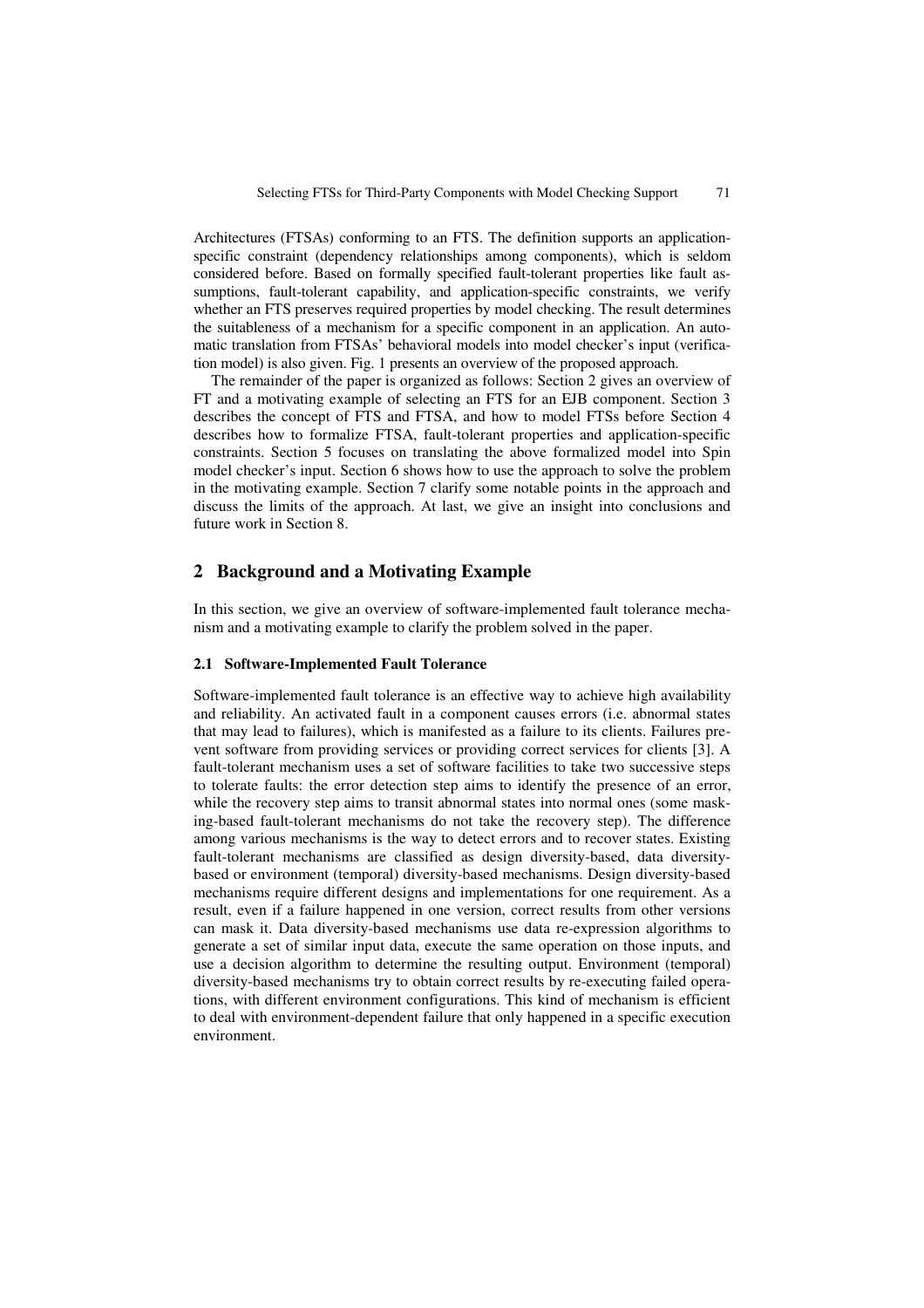Architectures (FTSAs) conforming to an FTS. The definition supports an application-specific constraint (dependency relationships among components), which is seldom considered before. Based on formally specified fault-tolerant properties like fault assumptions, fault-tolerant capability, and application-specific constraints, we verify whether an FTS preserves required properties by model checking. The result determines the suitableness of a mechanism for a specific component in an application. An automatic translation from FTSAs' behavioral models into model checker's input (verification model) is also given. Fig. 1 presents an overview of the proposed approach.

The remainder of the paper is organized as follows: Section 2 gives an overview of FT and a motivating example of selecting an FTS for an EJB component. Section 3 describes the concept of FTS and FTSA, and how to model FTSs before Section 4 describes how to formalize FTSA, fault-tolerant properties and application-specific constraints. Section 5 focuses on translating the above formalized model into Spin model checker's input. Section 6 shows how to use the approach to solve the problem in the motivating example. Section 7 clarify some notable points in the approach and discuss the limits of the approach. At last, we give an insight into conclusions and future work in Section 8.

## 2 Background and a Motivating Example

In this section, we give an overview of software-implemented fault tolerance mechanism and a motivating example to clarify the problem solved in the paper.

### 2.1 Software-Implemented Fault Tolerance

Software-implemented fault tolerance is an effective way to achieve high availability and reliability. An activated fault in a component causes errors (i.e. abnormal states that may lead to failures), which is manifested as a failure to its clients. Failures prevent software from providing services or providing correct services for clients [3]. A fault-tolerant mechanism uses a set of software facilities to take two successive steps to tolerate faults: the error detection step aims to identify the presence of an error, while the recovery step aims to transit abnormal states into normal ones (some masking-based fault-tolerant mechanisms do not take the recovery step). The difference among various mechanisms is the way to detect errors and to recover states. Existing fault-tolerant mechanisms are classified as design diversity-based, data diversity-based or environment (temporal) diversity-based mechanisms. Design diversity-based mechanisms require different designs and implementations for one requirement. As a result, even if a failure happened in one version, correct results from other versions can mask it. Data diversity-based mechanisms use data re-expression algorithms to generate a set of similar input data, execute the same operation on those inputs, and use a decision algorithm to determine the resulting output. Environment (temporal) diversity-based mechanisms try to obtain correct results by re-executing failed operations, with different environment configurations. This kind of mechanism is efficient to deal with environment-dependent failure that only happened in a specific execution environment.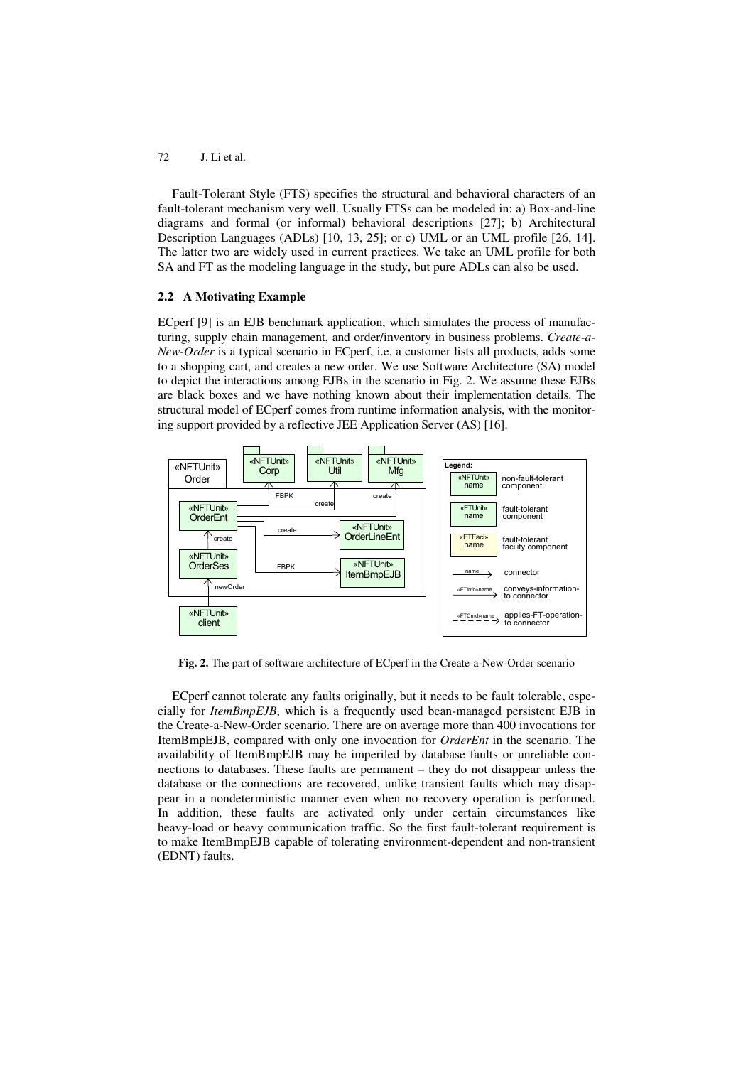Fault-Tolerant Style (FTS) specifies the structural and behavioral characters of an fault-tolerant mechanism very well. Usually FTSs can be modeled in: a) Box-and-line diagrams and formal (or informal) behavioral descriptions [27]; b) Architectural Description Languages (ADLs) [10, 13, 25]; or c) UML or an UML profile [26, 14]. The latter two are widely used in current practices. We take an UML profile for both SA and FT as the modeling language in the study, but pure ADLs can also be used.

### 2.2 A Motivating Example

ECperf [9] is an EJB benchmark application, which simulates the process of manufacturing, supply chain management, and order/inventory in business problems. *Create-a-New-Order* is a typical scenario in ECperf, i.e. a customer lists all products, adds some to a shopping cart, and creates a new order. We use Software Architecture (SA) model to depict the interactions among EJBs in the scenario in Fig. 2. We assume these EJBs are black boxes and we have nothing known about their implementation details. The structural model of ECperf comes from runtime information analysis, with the monitoring support provided by a reflective JEE Application Server (AS) [16].

«NFTUnit» Order
«NFTUnit» Corp
«NFTUnit» Util
«NFTUnit» Mfg
«NFTUnit» OrderEnt
«NFTUnit» OrderLineEnt
«NFTUnit» OrderSes
«NFTUnit» ItemBmpEJB
«NFTUnit» client
FBPK
create
create
create
create
FBPK
newOrder

Legend:
«NFTUnit» name — non-fault-tolerant component
«FTUnit» name — fault-tolerant component
«FTFaci» name — fault-tolerant facility component
name — connector
«FTInfo»name — conveys-information-to connector
«FTCmd»name — applies-FT-operation-to connector

**Fig. 2.** The part of software architecture of ECperf in the Create-a-New-Order scenario

ECperf cannot tolerate any faults originally, but it needs to be fault tolerable, especially for *ItemBmpEJB*, which is a frequently used bean-managed persistent EJB in the Create-a-New-Order scenario. There are on average more than 400 invocations for ItemBmpEJB, compared with only one invocation for *OrderEnt* in the scenario. The availability of ItemBmpEJB may be imperiled by database faults or unreliable connections to databases. These faults are permanent – they do not disappear unless the database or the connections are recovered, unlike transient faults which may disappear in a nondeterministic manner even when no recovery operation is performed. In addition, these faults are activated only under certain circumstances like heavy-load or heavy communication traffic. So the first fault-tolerant requirement is to make ItemBmpEJB capable of tolerating environment-dependent and non-transient (EDNT) faults.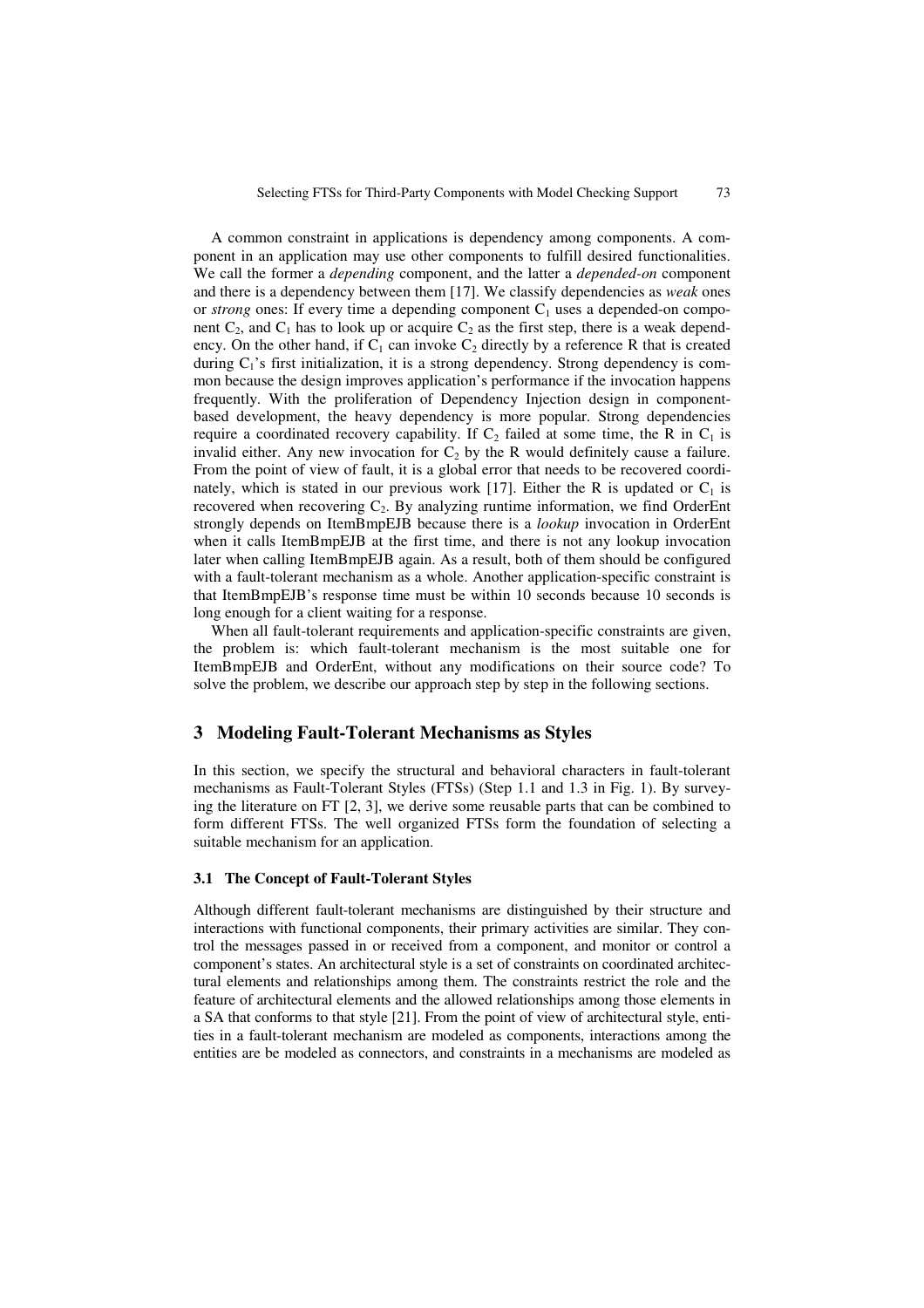A common constraint in applications is dependency among components. A component in an application may use other components to fulfill desired functionalities. We call the former a *depending* component, and the latter a *depended-on* component and there is a dependency between them [17]. We classify dependencies as *weak* ones or *strong* ones: If every time a depending component $C_1$ uses a depended-on component $C_2$, and $C_1$ has to look up or acquire $C_2$ as the first step, there is a weak dependency. On the other hand, if $C_1$ can invoke $C_2$ directly by a reference R that is created during $C_1$'s first initialization, it is a strong dependency. Strong dependency is common because the design improves application's performance if the invocation happens frequently. With the proliferation of Dependency Injection design in component-based development, the heavy dependency is more popular. Strong dependencies require a coordinated recovery capability. If $C_2$ failed at some time, the R in $C_1$ is invalid either. Any new invocation for $C_2$ by the R would definitely cause a failure. From the point of view of fault, it is a global error that needs to be recovered coordinately, which is stated in our previous work [17]. Either the R is updated or $C_1$ is recovered when recovering $C_2$. By analyzing runtime information, we find OrderEnt strongly depends on ItemBmpEJB because there is a *lookup* invocation in OrderEnt when it calls ItemBmpEJB at the first time, and there is not any lookup invocation later when calling ItemBmpEJB again. As a result, both of them should be configured with a fault-tolerant mechanism as a whole. Another application-specific constraint is that ItemBmpEJB's response time must be within 10 seconds because 10 seconds is long enough for a client waiting for a response.

When all fault-tolerant requirements and application-specific constraints are given, the problem is: which fault-tolerant mechanism is the most suitable one for ItemBmpEJB and OrderEnt, without any modifications on their source code? To solve the problem, we describe our approach step by step in the following sections.

## 3 Modeling Fault-Tolerant Mechanisms as Styles

In this section, we specify the structural and behavioral characters in fault-tolerant mechanisms as Fault-Tolerant Styles (FTSs) (Step 1.1 and 1.3 in Fig. 1). By surveying the literature on FT [2, 3], we derive some reusable parts that can be combined to form different FTSs. The well organized FTSs form the foundation of selecting a suitable mechanism for an application.

### 3.1 The Concept of Fault-Tolerant Styles

Although different fault-tolerant mechanisms are distinguished by their structure and interactions with functional components, their primary activities are similar. They control the messages passed in or received from a component, and monitor or control a component's states. An architectural style is a set of constraints on coordinated architectural elements and relationships among them. The constraints restrict the role and the feature of architectural elements and the allowed relationships among those elements in a SA that conforms to that style [21]. From the point of view of architectural style, entities in a fault-tolerant mechanism are modeled as components, interactions among the entities are be modeled as connectors, and constraints in a mechanisms are modeled as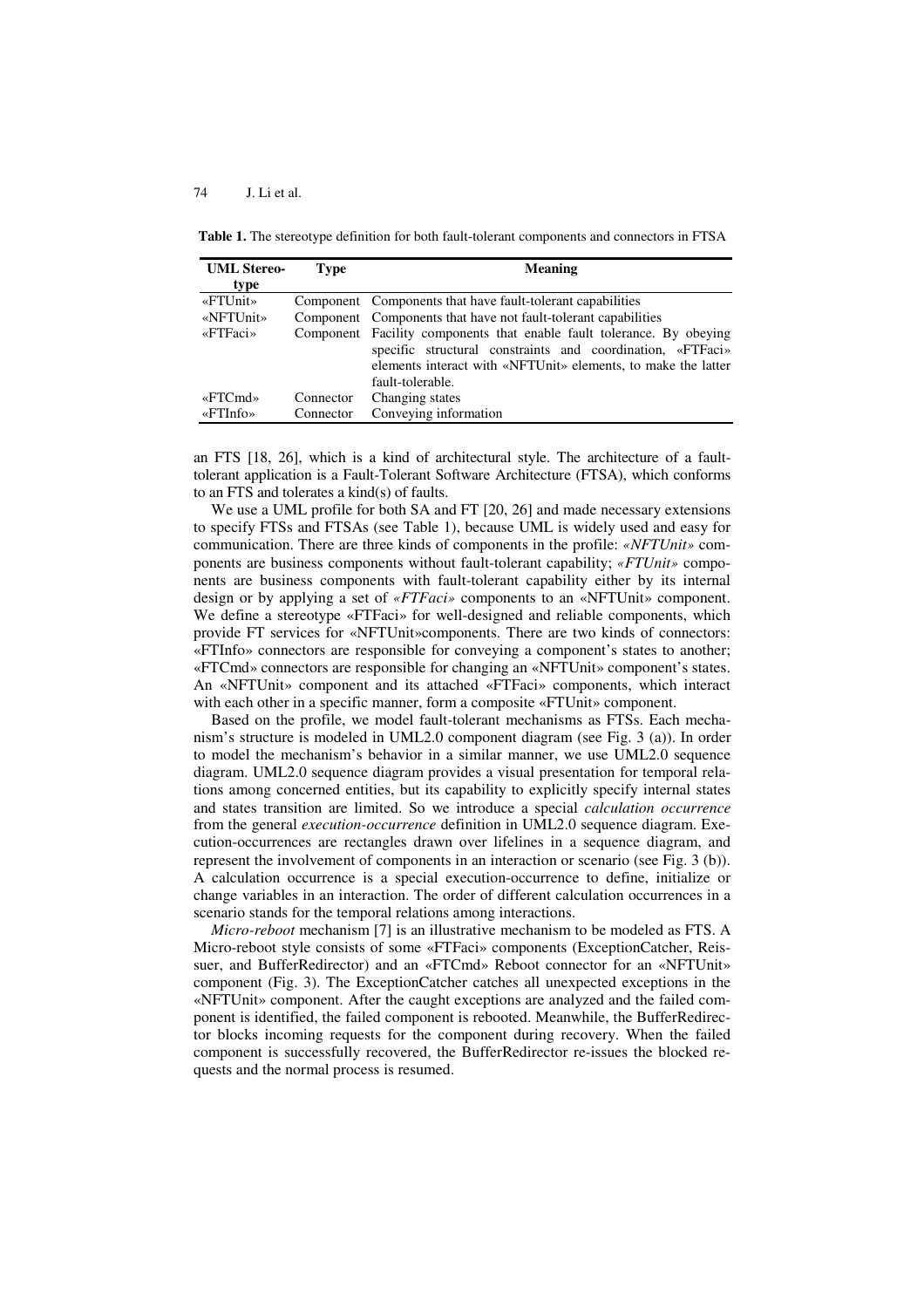**Table 1.** The stereotype definition for both fault-tolerant components and connectors in FTSA

| UML Stereotype | Type | Meaning |
|---|---|---|
| «FTUnit» | Component | Components that have fault-tolerant capabilities |
| «NFTUnit» | Component | Components that have not fault-tolerant capabilities |
| «FTFaci» | Component | Facility components that enable fault tolerance. By obeying specific structural constraints and coordination, «FTFaci» elements interact with «NFTUnit» elements, to make the latter fault-tolerable. |
| «FTCmd» | Connector | Changing states |
| «FTInfo» | Connector | Conveying information |

an FTS [18, 26], which is a kind of architectural style. The architecture of a fault-tolerant application is a Fault-Tolerant Software Architecture (FTSA), which conforms to an FTS and tolerates a kind(s) of faults.

We use a UML profile for both SA and FT [20, 26] and made necessary extensions to specify FTSs and FTSAs (see Table 1), because UML is widely used and easy for communication. There are three kinds of components in the profile: *«NFTUnit»* components are business components without fault-tolerant capability; *«FTUnit»* components are business components with fault-tolerant capability either by its internal design or by applying a set of *«FTFaci»* components to an «NFTUnit» component. We define a stereotype «FTFaci» for well-designed and reliable components, which provide FT services for «NFTUnit»components. There are two kinds of connectors: «FTInfo» connectors are responsible for conveying a component's states to another; «FTCmd» connectors are responsible for changing an «NFTUnit» component's states. An «NFTUnit» component and its attached «FTFaci» components, which interact with each other in a specific manner, form a composite «FTUnit» component.

Based on the profile, we model fault-tolerant mechanisms as FTSs. Each mechanism's structure is modeled in UML2.0 component diagram (see Fig. 3 (a)). In order to model the mechanism's behavior in a similar manner, we use UML2.0 sequence diagram. UML2.0 sequence diagram provides a visual presentation for temporal relations among concerned entities, but its capability to explicitly specify internal states and states transition are limited. So we introduce a special *calculation occurrence* from the general *execution-occurrence* definition in UML2.0 sequence diagram. Execution-occurrences are rectangles drawn over lifelines in a sequence diagram, and represent the involvement of components in an interaction or scenario (see Fig. 3 (b)). A calculation occurrence is a special execution-occurrence to define, initialize or change variables in an interaction. The order of different calculation occurrences in a scenario stands for the temporal relations among interactions.

*Micro-reboot* mechanism [7] is an illustrative mechanism to be modeled as FTS. A Micro-reboot style consists of some «FTFaci» components (ExceptionCatcher, Reissuer, and BufferRedirector) and an «FTCmd» Reboot connector for an «NFTUnit» component (Fig. 3). The ExceptionCatcher catches all unexpected exceptions in the «NFTUnit» component. After the caught exceptions are analyzed and the failed component is identified, the failed component is rebooted. Meanwhile, the BufferRedirector blocks incoming requests for the component during recovery. When the failed component is successfully recovered, the BufferRedirector re-issues the blocked requests and the normal process is resumed.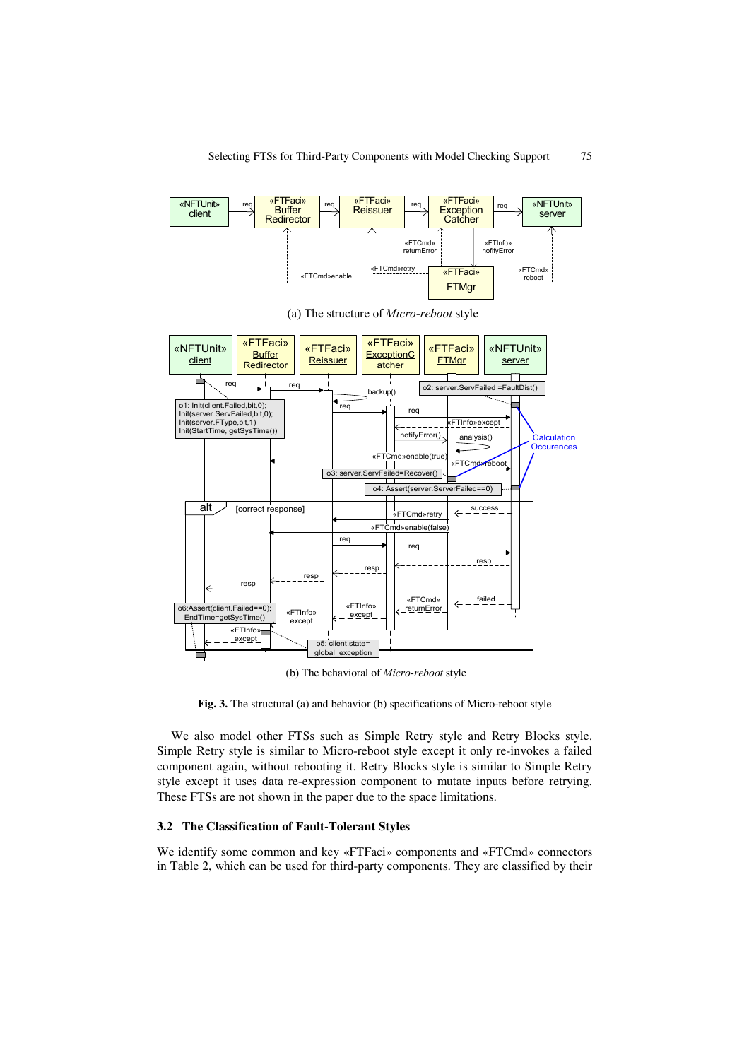(a) The structure of *Micro-reboot* style

(b) The behavioral of *Micro-reboot* style

**Fig. 3.** The structural (a) and behavior (b) specifications of Micro-reboot style

We also model other FTSs such as Simple Retry style and Retry Blocks style. Simple Retry style is similar to Micro-reboot style except it only re-invokes a failed component again, without rebooting it. Retry Blocks style is similar to Simple Retry style except it uses data re-expression component to mutate inputs before retrying. These FTSs are not shown in the paper due to the space limitations.

### 3.2 The Classification of Fault-Tolerant Styles

We identify some common and key «FTFaci» components and «FTCmd» connectors in Table 2, which can be used for third-party components. They are classified by their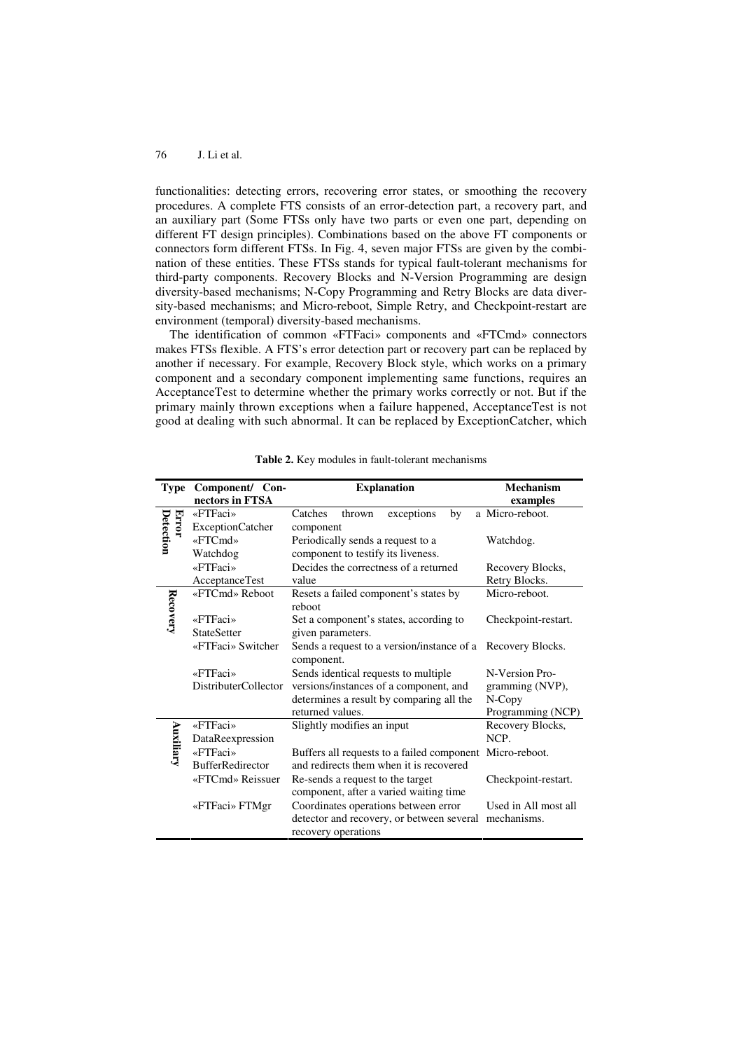functionalities: detecting errors, recovering error states, or smoothing the recovery procedures. A complete FTS consists of an error-detection part, a recovery part, and an auxiliary part (Some FTSs only have two parts or even one part, depending on different FT design principles). Combinations based on the above FT components or connectors form different FTSs. In Fig. 4, seven major FTSs are given by the combination of these entities. These FTSs stands for typical fault-tolerant mechanisms for third-party components. Recovery Blocks and N-Version Programming are design diversity-based mechanisms; N-Copy Programming and Retry Blocks are data diversity-based mechanisms; and Micro-reboot, Simple Retry, and Checkpoint-restart are environment (temporal) diversity-based mechanisms.

The identification of common «FTFaci» components and «FTCmd» connectors makes FTSs flexible. A FTS's error detection part or recovery part can be replaced by another if necessary. For example, Recovery Block style, which works on a primary component and a secondary component implementing same functions, requires an AcceptanceTest to determine whether the primary works correctly or not. But if the primary mainly thrown exceptions when a failure happened, AcceptanceTest is not good at dealing with such abnormal. It can be replaced by ExceptionCatcher, which

**Table 2.** Key modules in fault-tolerant mechanisms

| Type | Component/ Connectors in FTSA | Explanation | Mechanism examples |
|---|---|---|---|
| Error Detection | «FTFaci» ExceptionCatcher | Catches thrown exceptions by a component | Micro-reboot. |
| | «FTCmd» Watchdog | Periodically sends a request to a component to testify its liveness. | Watchdog. |
| | «FTFaci» AcceptanceTest | Decides the correctness of a returned value | Recovery Blocks, Retry Blocks. |
| Recovery | «FTCmd» Reboot | Resets a failed component's states by reboot | Micro-reboot. |
| | «FTFaci» StateSetter | Set a component's states, according to given parameters. | Checkpoint-restart. |
| | «FTFaci» Switcher | Sends a request to a version/instance of a component. | Recovery Blocks. |
| | «FTFaci» DistributerCollector | Sends identical requests to multiple versions/instances of a component, and determines a result by comparing all the returned values. | N-Version Programming (NVP), N-Copy Programming (NCP) |
| Auxiliary | «FTFaci» DataReexpression | Slightly modifies an input | Recovery Blocks, NCP. |
| | «FTFaci» BufferRedirector | Buffers all requests to a failed component and redirects them when it is recovered | Micro-reboot. |
| | «FTCmd» Reissuer | Re-sends a request to the target component, after a varied waiting time | Checkpoint-restart. |
| | «FTFaci» FTMgr | Coordinates operations between error detector and recovery, or between several recovery operations | Used in All most all mechanisms. |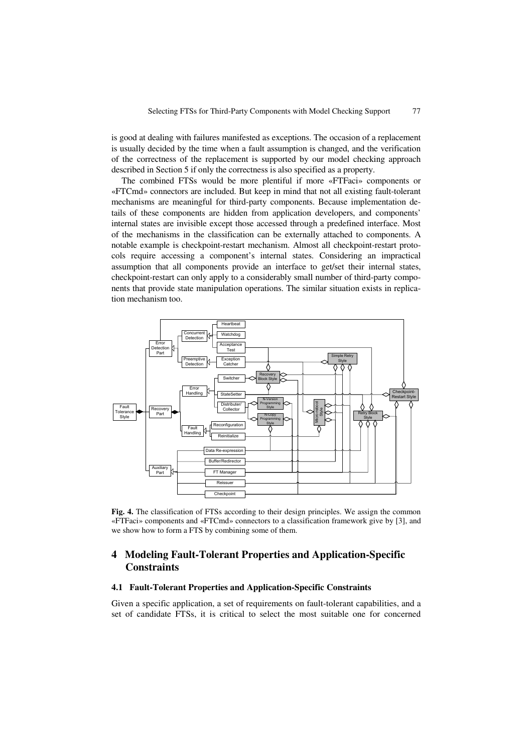is good at dealing with failures manifested as exceptions. The occasion of a replacement is usually decided by the time when a fault assumption is changed, and the verification of the correctness of the replacement is supported by our model checking approach described in Section 5 if only the correctness is also specified as a property.

The combined FTSs would be more plentiful if more «FTFaci» components or «FTCmd» connectors are included. But keep in mind that not all existing fault-tolerant mechanisms are meaningful for third-party components. Because implementation details of these components are hidden from application developers, and components' internal states are invisible except those accessed through a predefined interface. Most of the mechanisms in the classification can be externally attached to components. A notable example is checkpoint-restart mechanism. Almost all checkpoint-restart protocols require accessing a component's internal states. Considering an impractical assumption that all components provide an interface to get/set their internal states, checkpoint-restart can only apply to a considerably small number of third-party components that provide state manipulation operations. The similar situation exists in replication mechanism too.

**Fig. 4.** The classification of FTSs according to their design principles. We assign the common «FTFaci» components and «FTCmd» connectors to a classification framework give by [3], and we show how to form a FTS by combining some of them.

## 4 Modeling Fault-Tolerant Properties and Application-Specific Constraints

### 4.1 Fault-Tolerant Properties and Application-Specific Constraints

Given a specific application, a set of requirements on fault-tolerant capabilities, and a set of candidate FTSs, it is critical to select the most suitable one for concerned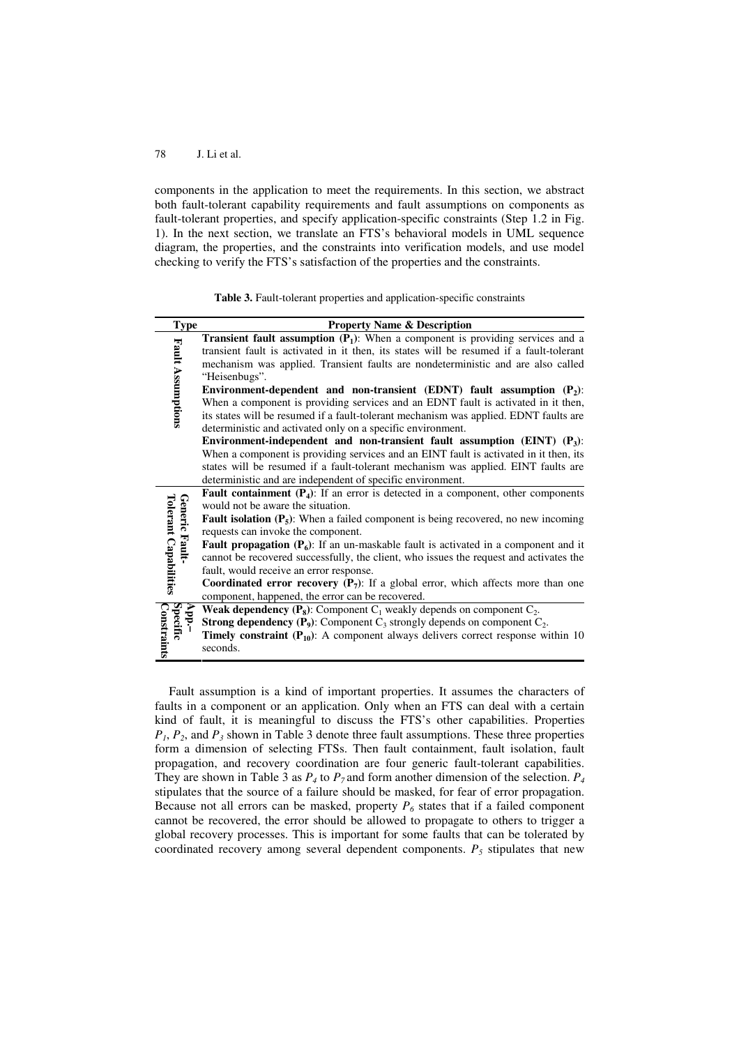components in the application to meet the requirements. In this section, we abstract both fault-tolerant capability requirements and fault assumptions on components as fault-tolerant properties, and specify application-specific constraints (Step 1.2 in Fig. 1). In the next section, we translate an FTS's behavioral models in UML sequence diagram, the properties, and the constraints into verification models, and use model checking to verify the FTS's satisfaction of the properties and the constraints.

**Table 3.** Fault-tolerant properties and application-specific constraints

| Type | Property Name & Description |
| --- | --- |
| Fault Assumptions | **Transient fault assumption ($P_1$)**: When a component is providing services and a transient fault is activated in it then, its states will be resumed if a fault-tolerant mechanism was applied. Transient faults are nondeterministic and are also called "Heisenbugs". |
| | **Environment-dependent and non-transient (EDNT) fault assumption ($P_2$)**: When a component is providing services and an EDNT fault is activated in it then, its states will be resumed if a fault-tolerant mechanism was applied. EDNT faults are deterministic and activated only on a specific environment. |
| | **Environment-independent and non-transient fault assumption (EINT) ($P_3$)**: When a component is providing services and an EINT fault is activated in it then, its states will be resumed if a fault-tolerant mechanism was applied. EINT faults are deterministic and are independent of specific environment. |
| Generic Fault-Tolerant Capabilities | **Fault containment ($P_4$)**: If an error is detected in a component, other components would not be aware the situation. |
| | **Fault isolation ($P_5$)**: When a failed component is being recovered, no new incoming requests can invoke the component. |
| | **Fault propagation ($P_6$)**: If an un-maskable fault is activated in a component and it cannot be recovered successfully, the client, who issues the request and activates the fault, would receive an error response. |
| | **Coordinated error recovery ($P_7$)**: If a global error, which affects more than one component, happened, the error can be recovered. |
| App.-Specific Constraints | **Weak dependency ($P_8$)**: Component $C_1$ weakly depends on component $C_2$. |
| | **Strong dependency ($P_9$)**: Component $C_3$ strongly depends on component $C_2$. |
| | **Timely constraint ($P_{10}$)**: A component always delivers correct response within 10 seconds. |

Fault assumption is a kind of important properties. It assumes the characters of faults in a component or an application. Only when an FTS can deal with a certain kind of fault, it is meaningful to discuss the FTS's other capabilities. Properties $P_1$, $P_2$, and $P_3$ shown in Table 3 denote three fault assumptions. These three properties form a dimension of selecting FTSs. Then fault containment, fault isolation, fault propagation, and recovery coordination are four generic fault-tolerant capabilities. They are shown in Table 3 as $P_4$ to $P_7$ and form another dimension of the selection. $P_4$ stipulates that the source of a failure should be masked, for fear of error propagation. Because not all errors can be masked, property $P_6$ states that if a failed component cannot be recovered, the error should be allowed to propagate to others to trigger a global recovery processes. This is important for some faults that can be tolerated by coordinated recovery among several dependent components. $P_5$ stipulates that new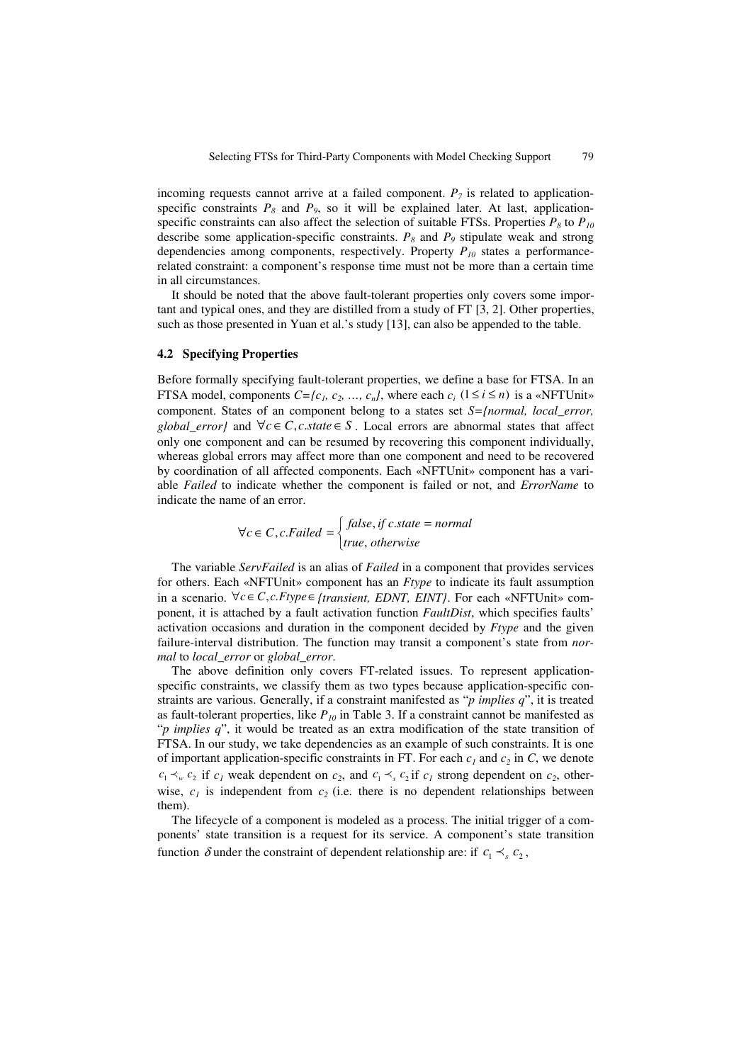incoming requests cannot arrive at a failed component. $P_7$ is related to application-specific constraints $P_8$ and $P_9$, so it will be explained later. At last, application-specific constraints can also affect the selection of suitable FTSs. Properties $P_8$ to $P_{10}$ describe some application-specific constraints. $P_8$ and $P_9$ stipulate weak and strong dependencies among components, respectively. Property $P_{10}$ states a performance-related constraint: a component's response time must not be more than a certain time in all circumstances.

It should be noted that the above fault-tolerant properties only covers some important and typical ones, and they are distilled from a study of FT [3, 2]. Other properties, such as those presented in Yuan et al.'s study [13], can also be appended to the table.

### 4.2 Specifying Properties

Before formally specifying fault-tolerant properties, we define a base for FTSA. In an FTSA model, components $C=\{c_1, c_2, \ldots, c_n\}$, where each $c_i$ $(1 \le i \le n)$ is a «NFTUnit» component. States of an component belong to a states set $S=\{normal, local\_error, global\_error\}$ and $\forall c \in C, c.state \in S$. Local errors are abnormal states that affect only one component and can be resumed by recovering this component individually, whereas global errors may affect more than one component and need to be recovered by coordination of all affected components. Each «NFTUnit» component has a variable *Failed* to indicate whether the component is failed or not, and *ErrorName* to indicate the name of an error.

$$\forall c \in C, c.Failed = \begin{cases} false, \text{if } c.state = normal \\ true, otherwise \end{cases}$$

The variable *ServFailed* is an alias of *Failed* in a component that provides services for others. Each «NFTUnit» component has an *Ftype* to indicate its fault assumption in a scenario. $\forall c \in C, c.Ftype \in \{transient, EDNT, EINT\}$. For each «NFTUnit» component, it is attached by a fault activation function *FaultDist*, which specifies faults' activation occasions and duration in the component decided by *Ftype* and the given failure-interval distribution. The function may transit a component's state from *normal* to *local_error* or *global_error*.

The above definition only covers FT-related issues. To represent application-specific constraints, we classify them as two types because application-specific constraints are various. Generally, if a constraint manifested as "*p implies q*", it is treated as fault-tolerant properties, like $P_{10}$ in Table 3. If a constraint cannot be manifested as "*p implies q*", it would be treated as an extra modification of the state transition of FTSA. In our study, we take dependencies as an example of such constraints. It is one of important application-specific constraints in FT. For each $c_1$ and $c_2$ in $C$, we denote $c_1 \prec_w c_2$ if $c_1$ weak dependent on $c_2$, and $c_1 \prec_s c_2$ if $c_1$ strong dependent on $c_2$, otherwise, $c_1$ is independent from $c_2$ (i.e. there is no dependent relationships between them).

The lifecycle of a component is modeled as a process. The initial trigger of a components' state transition is a request for its service. A component's state transition function $\delta$ under the constraint of dependent relationship are: if $c_1 \prec_s c_2$,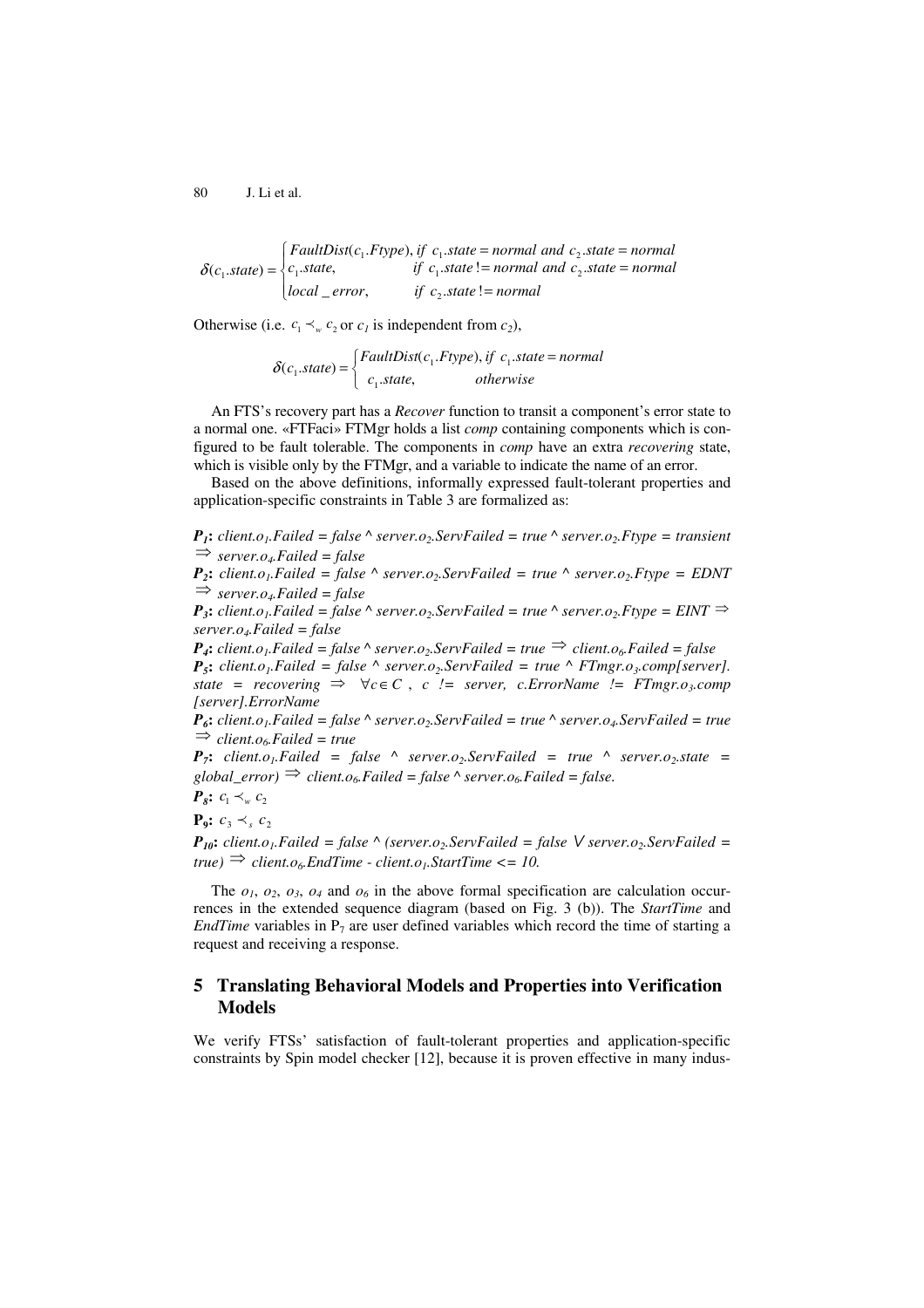$$\delta(c_1.state) = \begin{cases} FaultDist(c_1.Ftype), \text{ if } c_1.state = normal \text{ and } c_2.state = normal \\ c_1.state, \qquad \text{if } c_1.state \mathrel{!}= normal \text{ and } c_2.state = normal \\ local\_error, \qquad \text{if } c_2.state \mathrel{!}= normal \end{cases}$$

Otherwise (i.e. $c_1 \prec_w c_2$ or $c_1$ is independent from $c_2$),

$$\delta(c_1.state) = \begin{cases} FaultDist(c_1.Ftype), \text{ if } c_1.state = normal \\ c_1.state, \qquad otherwise \end{cases}$$

An FTS's recovery part has a *Recover* function to transit a component's error state to a normal one. «FTFaci» FTMgr holds a list *comp* containing components which is configured to be fault tolerable. The components in *comp* have an extra *recovering* state, which is visible only by the FTMgr, and a variable to indicate the name of an error.

Based on the above definitions, informally expressed fault-tolerant properties and application-specific constraints in Table 3 are formalized as:

***P*$_1$:** *client.o$_1$.Failed = false ^ server.o$_2$.ServFailed = true ^ server.o$_2$.Ftype = transient* $\Rightarrow$ *server.o$_4$.Failed = false*

***P*$_2$:** *client.o$_1$.Failed = false ^ server.o$_2$.ServFailed = true ^ server.o$_2$.Ftype = EDNT* $\Rightarrow$ *server.o$_4$.Failed = false*

***P*$_3$:** *client.o$_1$.Failed = false ^ server.o$_2$.ServFailed = true ^ server.o$_2$.Ftype = EINT* $\Rightarrow$ *server.o$_4$.Failed = false*

***P*$_4$:** *client.o$_1$.Failed = false ^ server.o$_2$.ServFailed = true* $\Rightarrow$ *client.o$_6$.Failed = false*

***P*$_5$:** *client.o$_1$.Failed = false ^ server.o$_2$.ServFailed = true ^ FTmgr.o$_3$.comp[server]. state = recovering* $\Rightarrow$ $\forall c \in C$ *, c != server, c.ErrorName != FTmgr.o$_3$.comp [server].ErrorName*

***P*$_6$:** *client.o$_1$.Failed = false ^ server.o$_2$.ServFailed = true ^ server.o$_4$.ServFailed = true* $\Rightarrow$ *client.o$_6$.Failed = true*

***P*$_7$:** *client.o$_1$.Failed = false ^ server.o$_2$.ServFailed = true ^ server.o$_2$.state = global_error)* $\Rightarrow$ *client.o$_6$.Failed = false ^ server.o$_6$.Failed = false.*

***P*$_8$:** $c_1 \prec_w c_2$

**P$_9$:** $c_3 \prec_s c_2$

***P*$_{10}$:** *client.o$_1$.Failed = false ^ (server.o$_2$.ServFailed = false* $\vee$ *server.o$_2$.ServFailed = true)* $\Rightarrow$ *client.o$_6$.EndTime - client.o$_1$.StartTime <= 10.*

The $o_1$, $o_2$, $o_3$, $o_4$ and $o_6$ in the above formal specification are calculation occurrences in the extended sequence diagram (based on Fig. 3 (b)). The *StartTime* and *EndTime* variables in $P_7$ are user defined variables which record the time of starting a request and receiving a response.

## 5 Translating Behavioral Models and Properties into Verification Models

We verify FTSs' satisfaction of fault-tolerant properties and application-specific constraints by Spin model checker [12], because it is proven effective in many indus-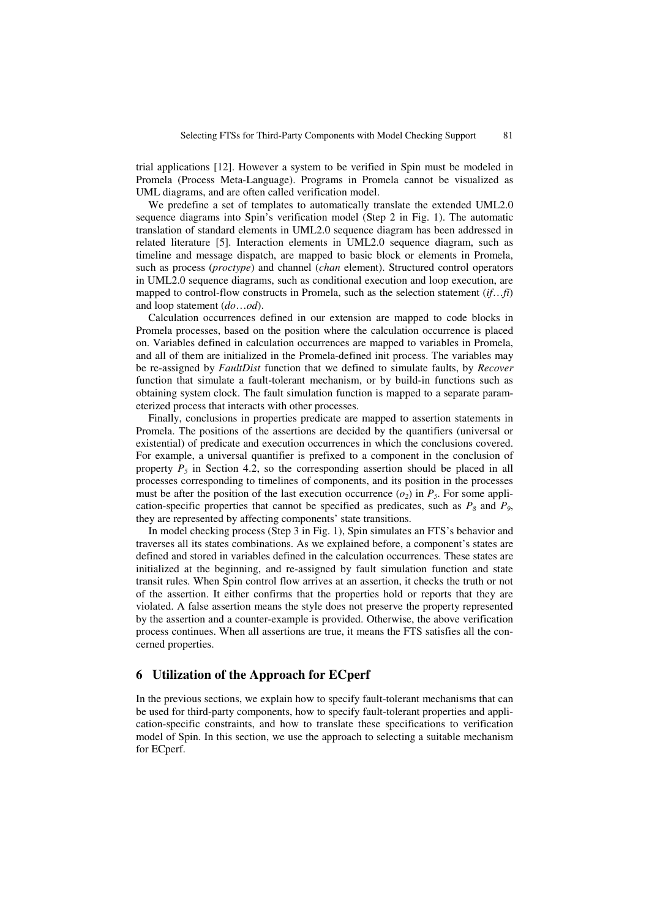trial applications [12]. However a system to be verified in Spin must be modeled in Promela (Process Meta-Language). Programs in Promela cannot be visualized as UML diagrams, and are often called verification model.

We predefine a set of templates to automatically translate the extended UML2.0 sequence diagrams into Spin's verification model (Step 2 in Fig. 1). The automatic translation of standard elements in UML2.0 sequence diagram has been addressed in related literature [5]. Interaction elements in UML2.0 sequence diagram, such as timeline and message dispatch, are mapped to basic block or elements in Promela, such as process (*proctype*) and channel (*chan* element). Structured control operators in UML2.0 sequence diagrams, such as conditional execution and loop execution, are mapped to control-flow constructs in Promela, such as the selection statement (*if…fi*) and loop statement (*do…od*).

Calculation occurrences defined in our extension are mapped to code blocks in Promela processes, based on the position where the calculation occurrence is placed on. Variables defined in calculation occurrences are mapped to variables in Promela, and all of them are initialized in the Promela-defined init process. The variables may be re-assigned by *FaultDist* function that we defined to simulate faults, by *Recover* function that simulate a fault-tolerant mechanism, or by build-in functions such as obtaining system clock. The fault simulation function is mapped to a separate parameterized process that interacts with other processes.

Finally, conclusions in properties predicate are mapped to assertion statements in Promela. The positions of the assertions are decided by the quantifiers (universal or existential) of predicate and execution occurrences in which the conclusions covered. For example, a universal quantifier is prefixed to a component in the conclusion of property $P_5$ in Section 4.2, so the corresponding assertion should be placed in all processes corresponding to timelines of components, and its position in the processes must be after the position of the last execution occurrence ($o_2$) in $P_5$. For some application-specific properties that cannot be specified as predicates, such as $P_8$ and $P_9$, they are represented by affecting components' state transitions.

In model checking process (Step 3 in Fig. 1), Spin simulates an FTS's behavior and traverses all its states combinations. As we explained before, a component's states are defined and stored in variables defined in the calculation occurrences. These states are initialized at the beginning, and re-assigned by fault simulation function and state transit rules. When Spin control flow arrives at an assertion, it checks the truth or not of the assertion. It either confirms that the properties hold or reports that they are violated. A false assertion means the style does not preserve the property represented by the assertion and a counter-example is provided. Otherwise, the above verification process continues. When all assertions are true, it means the FTS satisfies all the concerned properties.

## 6 Utilization of the Approach for ECperf

In the previous sections, we explain how to specify fault-tolerant mechanisms that can be used for third-party components, how to specify fault-tolerant properties and application-specific constraints, and how to translate these specifications to verification model of Spin. In this section, we use the approach to selecting a suitable mechanism for ECperf.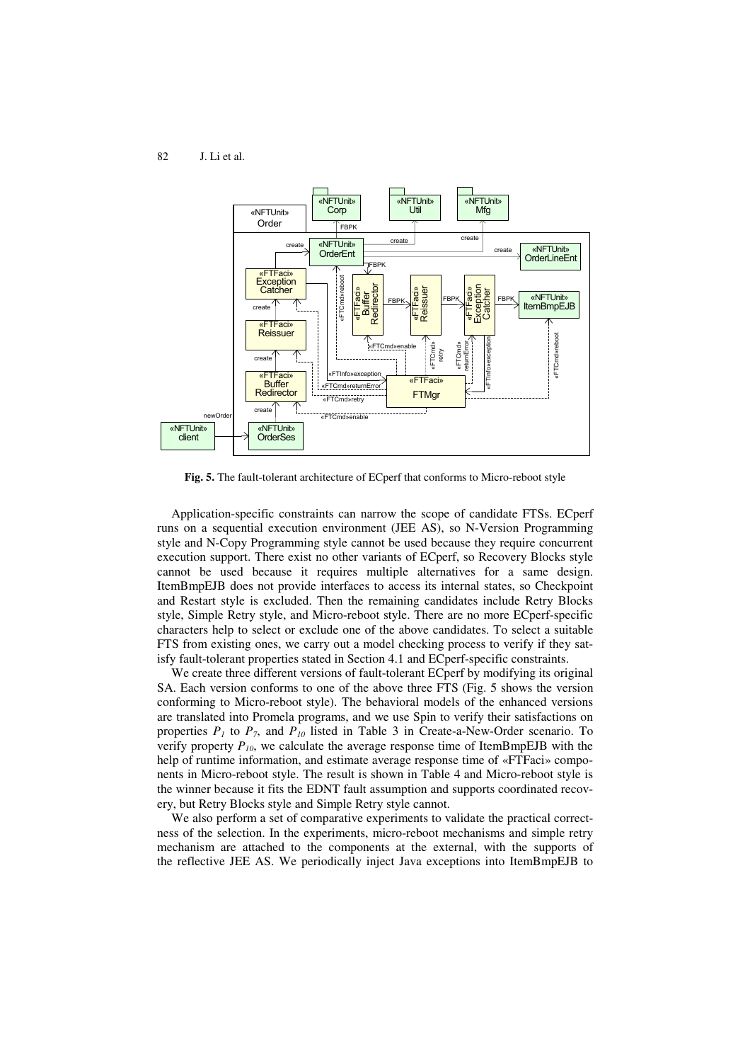**Fig. 5.** The fault-tolerant architecture of ECperf that conforms to Micro-reboot style

Application-specific constraints can narrow the scope of candidate FTSs. ECperf runs on a sequential execution environment (JEE AS), so N-Version Programming style and N-Copy Programming style cannot be used because they require concurrent execution support. There exist no other variants of ECperf, so Recovery Blocks style cannot be used because it requires multiple alternatives for a same design. ItemBmpEJB does not provide interfaces to access its internal states, so Checkpoint and Restart style is excluded. Then the remaining candidates include Retry Blocks style, Simple Retry style, and Micro-reboot style. There are no more ECperf-specific characters help to select or exclude one of the above candidates. To select a suitable FTS from existing ones, we carry out a model checking process to verify if they satisfy fault-tolerant properties stated in Section 4.1 and ECperf-specific constraints.

We create three different versions of fault-tolerant ECperf by modifying its original SA. Each version conforms to one of the above three FTS (Fig. 5 shows the version conforming to Micro-reboot style). The behavioral models of the enhanced versions are translated into Promela programs, and we use Spin to verify their satisfactions on properties $P_1$ to $P_7$, and $P_{10}$ listed in Table 3 in Create-a-New-Order scenario. To verify property $P_{10}$, we calculate the average response time of ItemBmpEJB with the help of runtime information, and estimate average response time of «FTFaci» components in Micro-reboot style. The result is shown in Table 4 and Micro-reboot style is the winner because it fits the EDNT fault assumption and supports coordinated recovery, but Retry Blocks style and Simple Retry style cannot.

We also perform a set of comparative experiments to validate the practical correctness of the selection. In the experiments, micro-reboot mechanisms and simple retry mechanism are attached to the components at the external, with the supports of the reflective JEE AS. We periodically inject Java exceptions into ItemBmpEJB to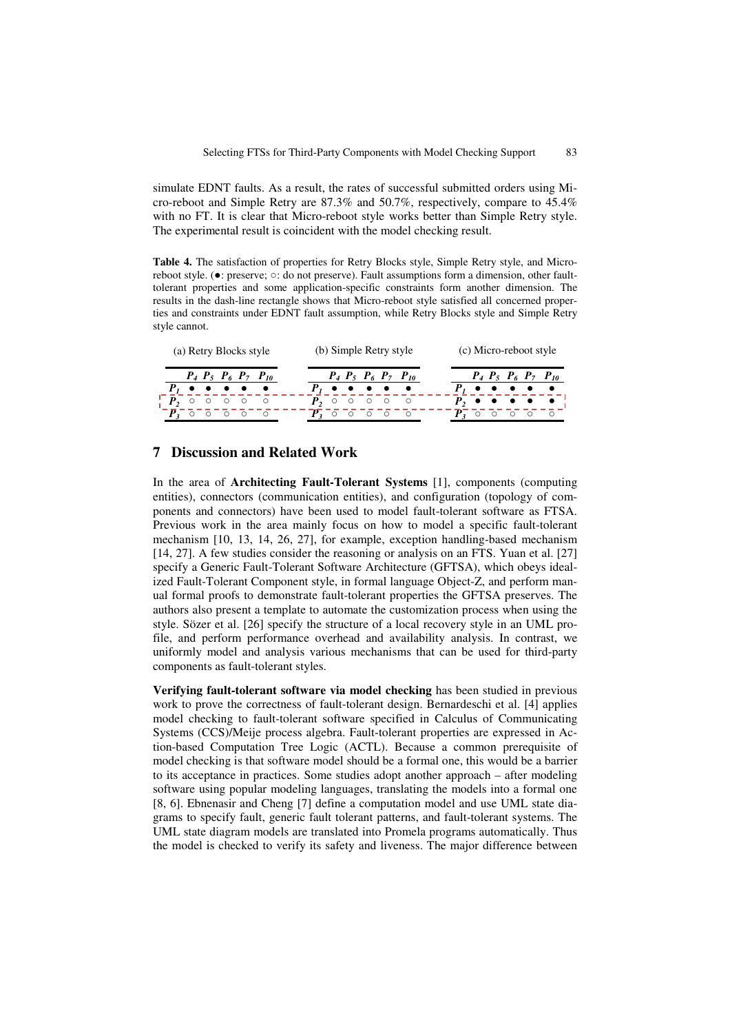simulate EDNT faults. As a result, the rates of successful submitted orders using Micro-reboot and Simple Retry are 87.3% and 50.7%, respectively, compare to 45.4% with no FT. It is clear that Micro-reboot style works better than Simple Retry style. The experimental result is coincident with the model checking result.

**Table 4.** The satisfaction of properties for Retry Blocks style, Simple Retry style, and Micro-reboot style. (●: preserve; ○: do not preserve). Fault assumptions form a dimension, other fault-tolerant properties and some application-specific constraints form another dimension. The results in the dash-line rectangle shows that Micro-reboot style satisfied all concerned properties and constraints under EDNT fault assumption, while Retry Blocks style and Simple Retry style cannot.

(a) Retry Blocks style

| | $P_4$ | $P_5$ | $P_6$ | $P_7$ | $P_{10}$ |
|---|---|---|---|---|---|
| $P_1$ | ● | ● | ● | ● | ● |
| $P_2$ | ○ | ○ | ○ | ○ | ○ |
| $P_3$ | ○ | ○ | ○ | ○ | ○ |

(b) Simple Retry style

| | $P_4$ | $P_5$ | $P_6$ | $P_7$ | $P_{10}$ |
|---|---|---|---|---|---|
| $P_1$ | ● | ● | ● | ● | ● |
| $P_2$ | ○ | ○ | ○ | ○ | ○ |
| $P_3$ | ○ | ○ | ○ | ○ | ○ |

(c) Micro-reboot style

| | $P_4$ | $P_5$ | $P_6$ | $P_7$ | $P_{10}$ |
|---|---|---|---|---|---|
| $P_1$ | ● | ● | ● | ● | ● |
| $P_2$ | ● | ● | ● | ● | ● |
| $P_3$ | ○ | ○ | ○ | ○ | ○ |

## 7 Discussion and Related Work

In the area of **Architecting Fault-Tolerant Systems** [1], components (computing entities), connectors (communication entities), and configuration (topology of components and connectors) have been used to model fault-tolerant software as FTSA. Previous work in the area mainly focus on how to model a specific fault-tolerant mechanism [10, 13, 14, 26, 27], for example, exception handling-based mechanism [14, 27]. A few studies consider the reasoning or analysis on an FTS. Yuan et al. [27] specify a Generic Fault-Tolerant Software Architecture (GFTSA), which obeys idealized Fault-Tolerant Component style, in formal language Object-Z, and perform manual formal proofs to demonstrate fault-tolerant properties the GFTSA preserves. The authors also present a template to automate the customization process when using the style. Sözer et al. [26] specify the structure of a local recovery style in an UML profile, and perform performance overhead and availability analysis. In contrast, we uniformly model and analysis various mechanisms that can be used for third-party components as fault-tolerant styles.

**Verifying fault-tolerant software via model checking** has been studied in previous work to prove the correctness of fault-tolerant design. Bernardeschi et al. [4] applies model checking to fault-tolerant software specified in Calculus of Communicating Systems (CCS)/Meije process algebra. Fault-tolerant properties are expressed in Action-based Computation Tree Logic (ACTL). Because a common prerequisite of model checking is that software model should be a formal one, this would be a barrier to its acceptance in practices. Some studies adopt another approach – after modeling software using popular modeling languages, translating the models into a formal one [8, 6]. Ebnenasir and Cheng [7] define a computation model and use UML state diagrams to specify fault, generic fault tolerant patterns, and fault-tolerant systems. The UML state diagram models are translated into Promela programs automatically. Thus the model is checked to verify its safety and liveness. The major difference between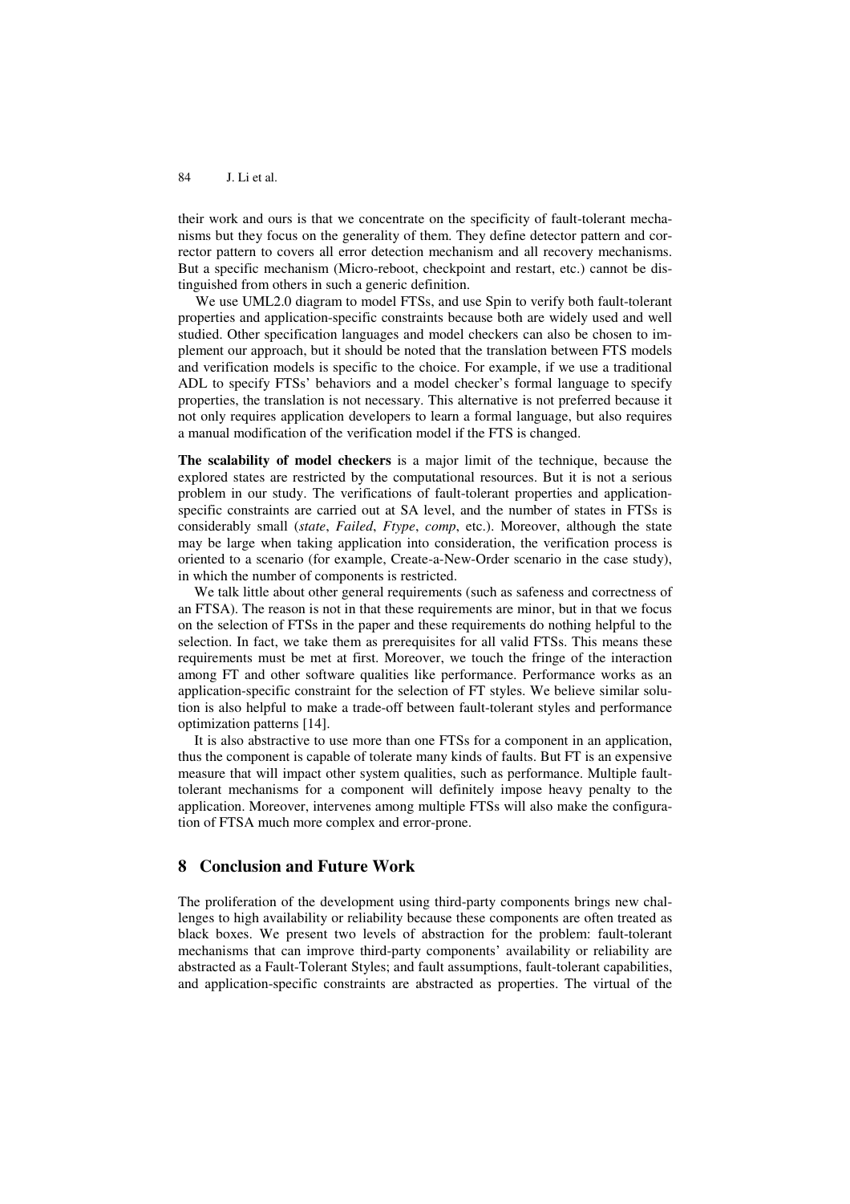their work and ours is that we concentrate on the specificity of fault-tolerant mechanisms but they focus on the generality of them. They define detector pattern and corrector pattern to covers all error detection mechanism and all recovery mechanisms. But a specific mechanism (Micro-reboot, checkpoint and restart, etc.) cannot be distinguished from others in such a generic definition.

We use UML2.0 diagram to model FTSs, and use Spin to verify both fault-tolerant properties and application-specific constraints because both are widely used and well studied. Other specification languages and model checkers can also be chosen to implement our approach, but it should be noted that the translation between FTS models and verification models is specific to the choice. For example, if we use a traditional ADL to specify FTSs' behaviors and a model checker's formal language to specify properties, the translation is not necessary. This alternative is not preferred because it not only requires application developers to learn a formal language, but also requires a manual modification of the verification model if the FTS is changed.

**The scalability of model checkers** is a major limit of the technique, because the explored states are restricted by the computational resources. But it is not a serious problem in our study. The verifications of fault-tolerant properties and application-specific constraints are carried out at SA level, and the number of states in FTSs is considerably small (*state*, *Failed*, *Ftype*, *comp*, etc.). Moreover, although the state may be large when taking application into consideration, the verification process is oriented to a scenario (for example, Create-a-New-Order scenario in the case study), in which the number of components is restricted.

We talk little about other general requirements (such as safeness and correctness of an FTSA). The reason is not in that these requirements are minor, but in that we focus on the selection of FTSs in the paper and these requirements do nothing helpful to the selection. In fact, we take them as prerequisites for all valid FTSs. This means these requirements must be met at first. Moreover, we touch the fringe of the interaction among FT and other software qualities like performance. Performance works as an application-specific constraint for the selection of FT styles. We believe similar solution is also helpful to make a trade-off between fault-tolerant styles and performance optimization patterns [14].

It is also abstractive to use more than one FTSs for a component in an application, thus the component is capable of tolerate many kinds of faults. But FT is an expensive measure that will impact other system qualities, such as performance. Multiple fault-tolerant mechanisms for a component will definitely impose heavy penalty to the application. Moreover, intervenes among multiple FTSs will also make the configuration of FTSA much more complex and error-prone.

## 8 Conclusion and Future Work

The proliferation of the development using third-party components brings new challenges to high availability or reliability because these components are often treated as black boxes. We present two levels of abstraction for the problem: fault-tolerant mechanisms that can improve third-party components' availability or reliability are abstracted as a Fault-Tolerant Styles; and fault assumptions, fault-tolerant capabilities, and application-specific constraints are abstracted as properties. The virtual of the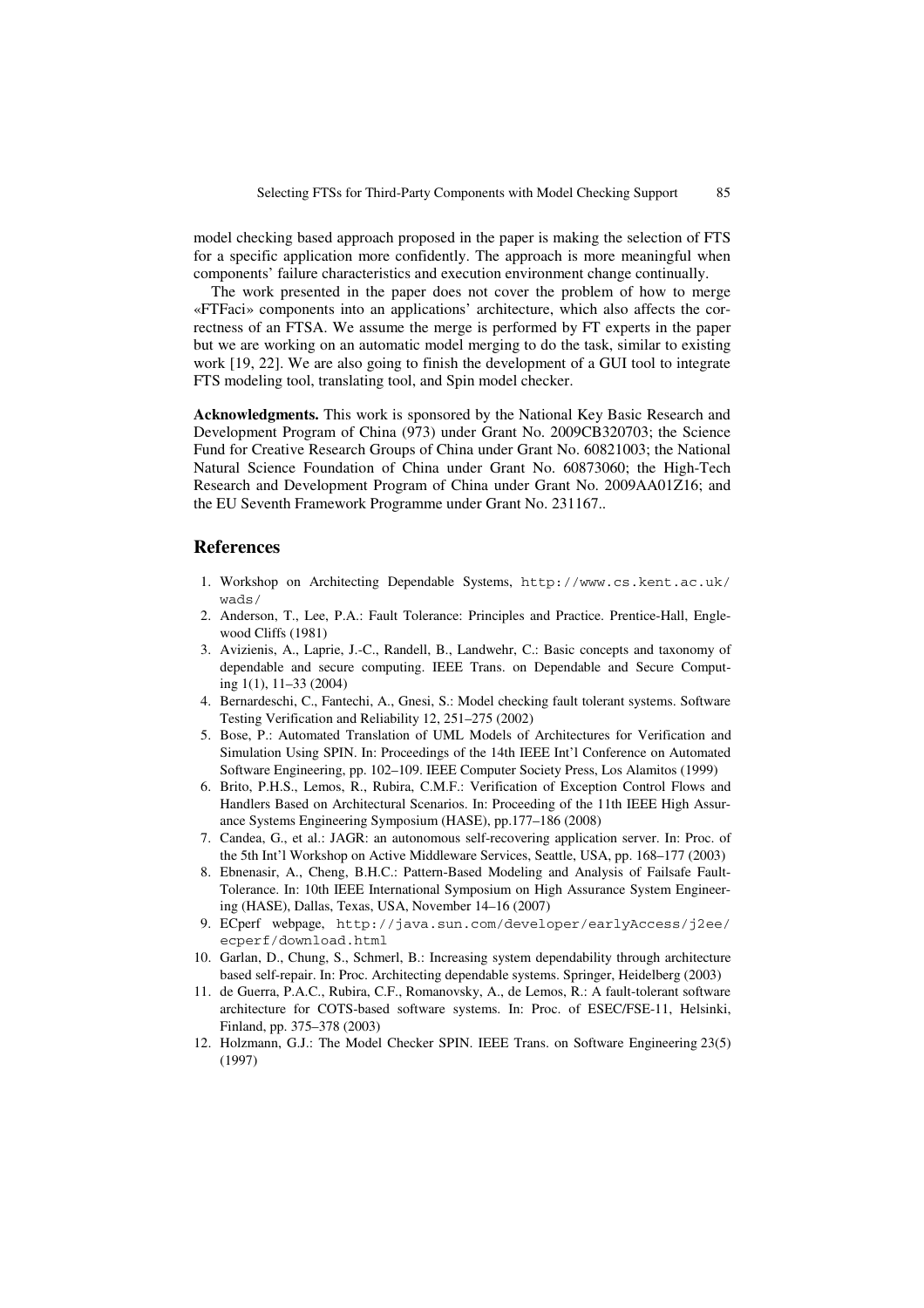model checking based approach proposed in the paper is making the selection of FTS for a specific application more confidently. The approach is more meaningful when components' failure characteristics and execution environment change continually.

The work presented in the paper does not cover the problem of how to merge «FTFaci» components into an applications' architecture, which also affects the correctness of an FTSA. We assume the merge is performed by FT experts in the paper but we are working on an automatic model merging to do the task, similar to existing work [19, 22]. We are also going to finish the development of a GUI tool to integrate FTS modeling tool, translating tool, and Spin model checker.

**Acknowledgments.** This work is sponsored by the National Key Basic Research and Development Program of China (973) under Grant No. 2009CB320703; the Science Fund for Creative Research Groups of China under Grant No. 60821003; the National Natural Science Foundation of China under Grant No. 60873060; the High-Tech Research and Development Program of China under Grant No. 2009AA01Z16; and the EU Seventh Framework Programme under Grant No. 231167..

## References

1. Workshop on Architecting Dependable Systems, `http://www.cs.kent.ac.uk/wads/`
2. Anderson, T., Lee, P.A.: Fault Tolerance: Principles and Practice. Prentice-Hall, Englewood Cliffs (1981)
3. Avizienis, A., Laprie, J.-C., Randell, B., Landwehr, C.: Basic concepts and taxonomy of dependable and secure computing. IEEE Trans. on Dependable and Secure Computing 1(1), 11–33 (2004)
4. Bernardeschi, C., Fantechi, A., Gnesi, S.: Model checking fault tolerant systems. Software Testing Verification and Reliability 12, 251–275 (2002)
5. Bose, P.: Automated Translation of UML Models of Architectures for Verification and Simulation Using SPIN. In: Proceedings of the 14th IEEE Int'l Conference on Automated Software Engineering, pp. 102–109. IEEE Computer Society Press, Los Alamitos (1999)
6. Brito, P.H.S., Lemos, R., Rubira, C.M.F.: Verification of Exception Control Flows and Handlers Based on Architectural Scenarios. In: Proceeding of the 11th IEEE High Assurance Systems Engineering Symposium (HASE), pp.177–186 (2008)
7. Candea, G., et al.: JAGR: an autonomous self-recovering application server. In: Proc. of the 5th Int'l Workshop on Active Middleware Services, Seattle, USA, pp. 168–177 (2003)
8. Ebnenasir, A., Cheng, B.H.C.: Pattern-Based Modeling and Analysis of Failsafe Fault-Tolerance. In: 10th IEEE International Symposium on High Assurance System Engineering (HASE), Dallas, Texas, USA, November 14–16 (2007)
9. ECperf webpage, `http://java.sun.com/developer/earlyAccess/j2ee/ecperf/download.html`
10. Garlan, D., Chung, S., Schmerl, B.: Increasing system dependability through architecture based self-repair. In: Proc. Architecting dependable systems. Springer, Heidelberg (2003)
11. de Guerra, P.A.C., Rubira, C.F., Romanovsky, A., de Lemos, R.: A fault-tolerant software architecture for COTS-based software systems. In: Proc. of ESEC/FSE-11, Helsinki, Finland, pp. 375–378 (2003)
12. Holzmann, G.J.: The Model Checker SPIN. IEEE Trans. on Software Engineering 23(5) (1997)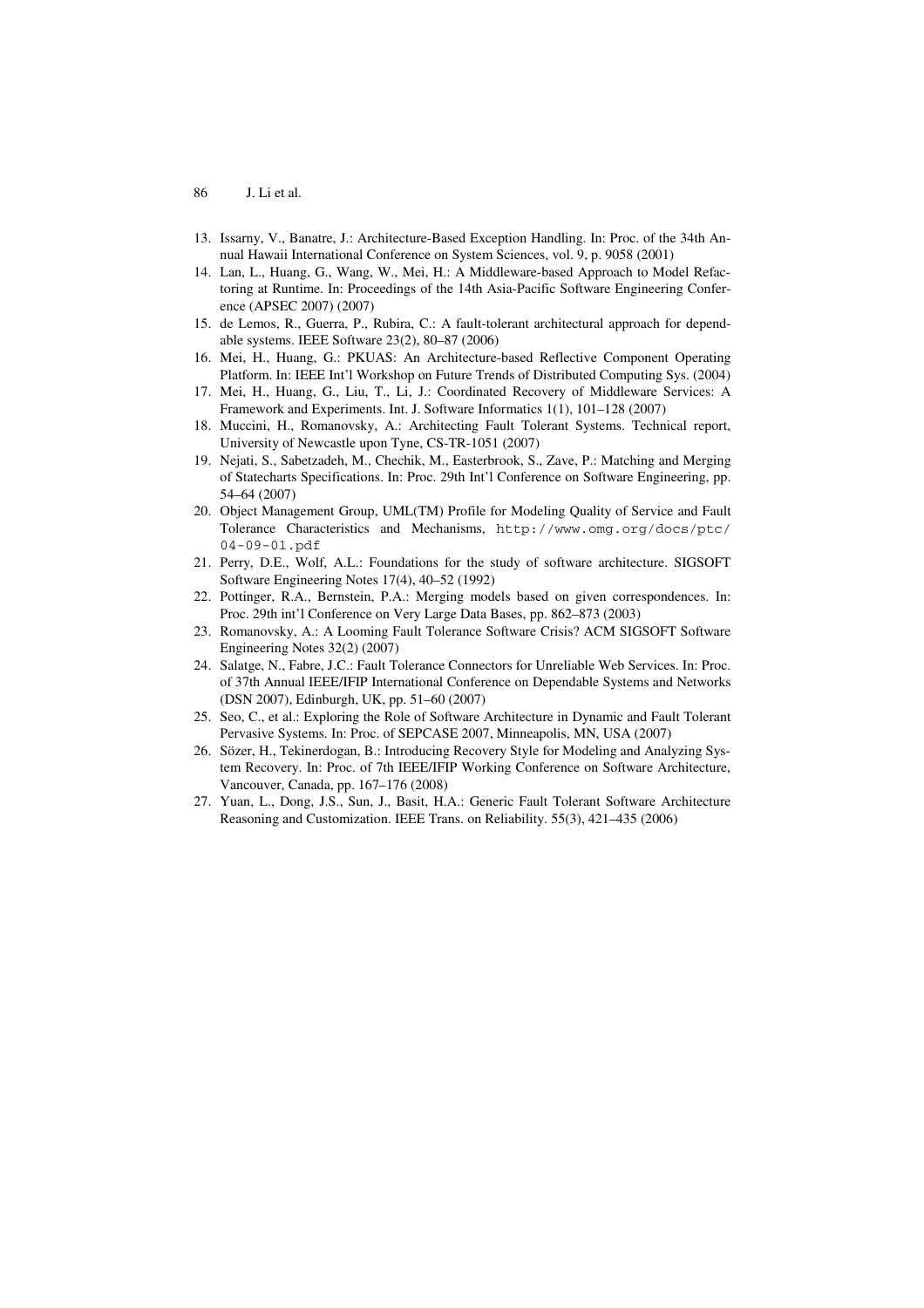13. Issarny, V., Banatre, J.: Architecture-Based Exception Handling. In: Proc. of the 34th Annual Hawaii International Conference on System Sciences, vol. 9, p. 9058 (2001)
14. Lan, L., Huang, G., Wang, W., Mei, H.: A Middleware-based Approach to Model Refactoring at Runtime. In: Proceedings of the 14th Asia-Pacific Software Engineering Conference (APSEC 2007) (2007)
15. de Lemos, R., Guerra, P., Rubira, C.: A fault-tolerant architectural approach for dependable systems. IEEE Software 23(2), 80–87 (2006)
16. Mei, H., Huang, G.: PKUAS: An Architecture-based Reflective Component Operating Platform. In: IEEE Int'l Workshop on Future Trends of Distributed Computing Sys. (2004)
17. Mei, H., Huang, G., Liu, T., Li, J.: Coordinated Recovery of Middleware Services: A Framework and Experiments. Int. J. Software Informatics 1(1), 101–128 (2007)
18. Muccini, H., Romanovsky, A.: Architecting Fault Tolerant Systems. Technical report, University of Newcastle upon Tyne, CS-TR-1051 (2007)
19. Nejati, S., Sabetzadeh, M., Chechik, M., Easterbrook, S., Zave, P.: Matching and Merging of Statecharts Specifications. In: Proc. 29th Int'l Conference on Software Engineering, pp. 54–64 (2007)
20. Object Management Group, UML(TM) Profile for Modeling Quality of Service and Fault Tolerance Characteristics and Mechanisms, `http://www.omg.org/docs/ptc/04-09-01.pdf`
21. Perry, D.E., Wolf, A.L.: Foundations for the study of software architecture. SIGSOFT Software Engineering Notes 17(4), 40–52 (1992)
22. Pottinger, R.A., Bernstein, P.A.: Merging models based on given correspondences. In: Proc. 29th int'l Conference on Very Large Data Bases, pp. 862–873 (2003)
23. Romanovsky, A.: A Looming Fault Tolerance Software Crisis? ACM SIGSOFT Software Engineering Notes 32(2) (2007)
24. Salatge, N., Fabre, J.C.: Fault Tolerance Connectors for Unreliable Web Services. In: Proc. of 37th Annual IEEE/IFIP International Conference on Dependable Systems and Networks (DSN 2007), Edinburgh, UK, pp. 51–60 (2007)
25. Seo, C., et al.: Exploring the Role of Software Architecture in Dynamic and Fault Tolerant Pervasive Systems. In: Proc. of SEPCASE 2007, Minneapolis, MN, USA (2007)
26. Sözer, H., Tekinerdogan, B.: Introducing Recovery Style for Modeling and Analyzing System Recovery. In: Proc. of 7th IEEE/IFIP Working Conference on Software Architecture, Vancouver, Canada, pp. 167–176 (2008)
27. Yuan, L., Dong, J.S., Sun, J., Basit, H.A.: Generic Fault Tolerant Software Architecture Reasoning and Customization. IEEE Trans. on Reliability. 55(3), 421–435 (2006)